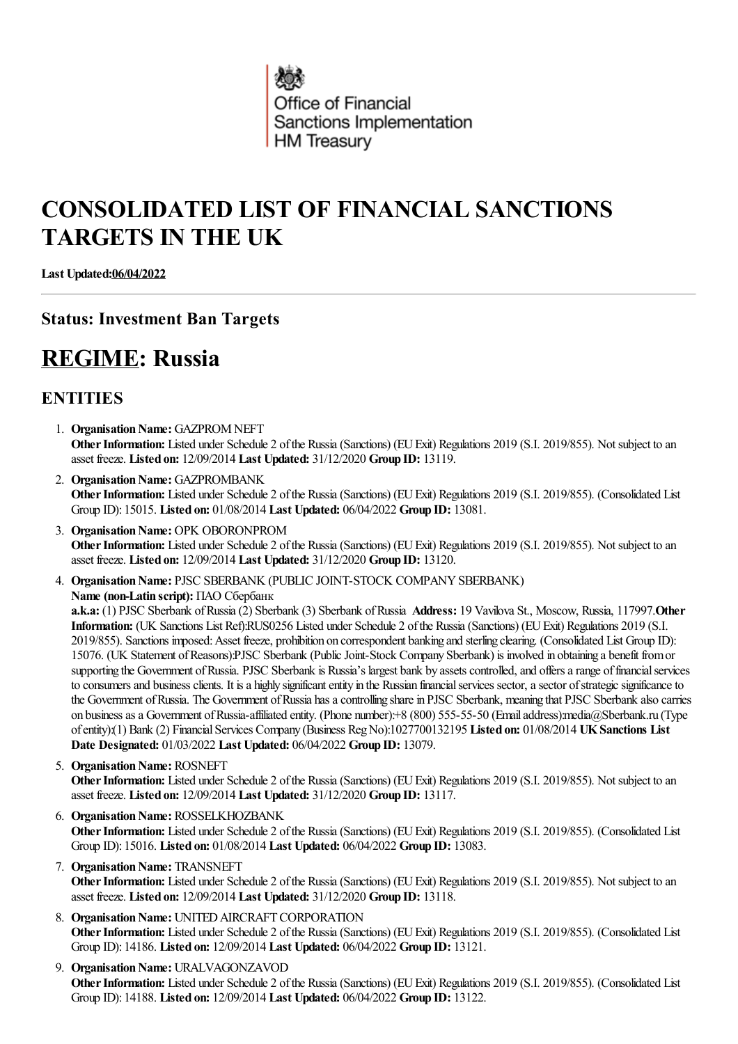Office of Financial Sanctions Implementation
HM Treasury

# CONSOLIDATED LIST OF FINANCIAL SANCTIONS TARGETS IN THE UK

**Last Updated:06/04/2022**

### Status: Investment Ban Targets

## REGIME: Russia

### ENTITIES

1. **Organisation Name:** GAZPROM NEFT
   **Other Information:** Listed under Schedule 2 of the Russia (Sanctions) (EU Exit) Regulations 2019 (S.I. 2019/855). Not subject to an asset freeze. **Listed on:** 12/09/2014 **Last Updated:** 31/12/2020 **Group ID:** 13119.
2. **Organisation Name:** GAZPROMBANK
   **Other Information:** Listed under Schedule 2 of the Russia (Sanctions) (EU Exit) Regulations 2019 (S.I. 2019/855). (Consolidated List Group ID): 15015. **Listed on:** 01/08/2014 **Last Updated:** 06/04/2022 **Group ID:** 13081.
3. **Organisation Name:** OPK OBORONPROM
   **Other Information:** Listed under Schedule 2 of the Russia (Sanctions) (EU Exit) Regulations 2019 (S.I. 2019/855). Not subject to an asset freeze. **Listed on:** 12/09/2014 **Last Updated:** 31/12/2020 **Group ID:** 13120.
4. **Organisation Name:** PJSC SBERBANK (PUBLIC JOINT-STOCK COMPANY SBERBANK)
   **Name (non-Latin script):** ПАО Сбербанк
   **a.k.a:** (1) PJSC Sberbank of Russia (2) Sberbank (3) Sberbank of Russia **Address:** 19 Vavilova St., Moscow, Russia, 117997.**Other Information:** (UK Sanctions List Ref):RUS0256 Listed under Schedule 2 of the Russia (Sanctions) (EU Exit) Regulations 2019 (S.I. 2019/855). Sanctions imposed: Asset freeze, prohibition on correspondent banking and sterling clearing. (Consolidated List Group ID): 15076. (UK Statement of Reasons):PJSC Sberbank (Public Joint-Stock Company Sberbank) is involved in obtaining a benefit from or supporting the Government of Russia. PJSC Sberbank is Russia's largest bank by assets controlled, and offers a range of financial services to consumers and business clients. It is a highly significant entity in the Russian financial services sector, a sector of strategic significance to the Government of Russia. The Government of Russia has a controlling share in PJSC Sberbank, meaning that PJSC Sberbank also carries on business as a Government of Russia-affiliated entity. (Phone number):+8 (800) 555-55-50 (Email address):media@Sberbank.ru (Type of entity):(1) Bank (2) Financial Services Company (Business Reg No):1027700132195 **Listed on:** 01/08/2014 **UK Sanctions List Date Designated:** 01/03/2022 **Last Updated:** 06/04/2022 **Group ID:** 13079.
5. **Organisation Name:** ROSNEFT
   **Other Information:** Listed under Schedule 2 of the Russia (Sanctions) (EU Exit) Regulations 2019 (S.I. 2019/855). Not subject to an asset freeze. **Listed on:** 12/09/2014 **Last Updated:** 31/12/2020 **Group ID:** 13117.
6. **Organisation Name:** ROSSELKHOZBANK
   **Other Information:** Listed under Schedule 2 of the Russia (Sanctions) (EU Exit) Regulations 2019 (S.I. 2019/855). (Consolidated List Group ID): 15016. **Listed on:** 01/08/2014 **Last Updated:** 06/04/2022 **Group ID:** 13083.
7. **Organisation Name:** TRANSNEFT
   **Other Information:** Listed under Schedule 2 of the Russia (Sanctions) (EU Exit) Regulations 2019 (S.I. 2019/855). Not subject to an asset freeze. **Listed on:** 12/09/2014 **Last Updated:** 31/12/2020 **Group ID:** 13118.
8. **Organisation Name:** UNITED AIRCRAFT CORPORATION
   **Other Information:** Listed under Schedule 2 of the Russia (Sanctions) (EU Exit) Regulations 2019 (S.I. 2019/855). (Consolidated List Group ID): 14186. **Listed on:** 12/09/2014 **Last Updated:** 06/04/2022 **Group ID:** 13121.
9. **Organisation Name:** URALVAGONZAVOD
   **Other Information:** Listed under Schedule 2 of the Russia (Sanctions) (EU Exit) Regulations 2019 (S.I. 2019/855). (Consolidated List Group ID): 14188. **Listed on:** 12/09/2014 **Last Updated:** 06/04/2022 **Group ID:** 13122.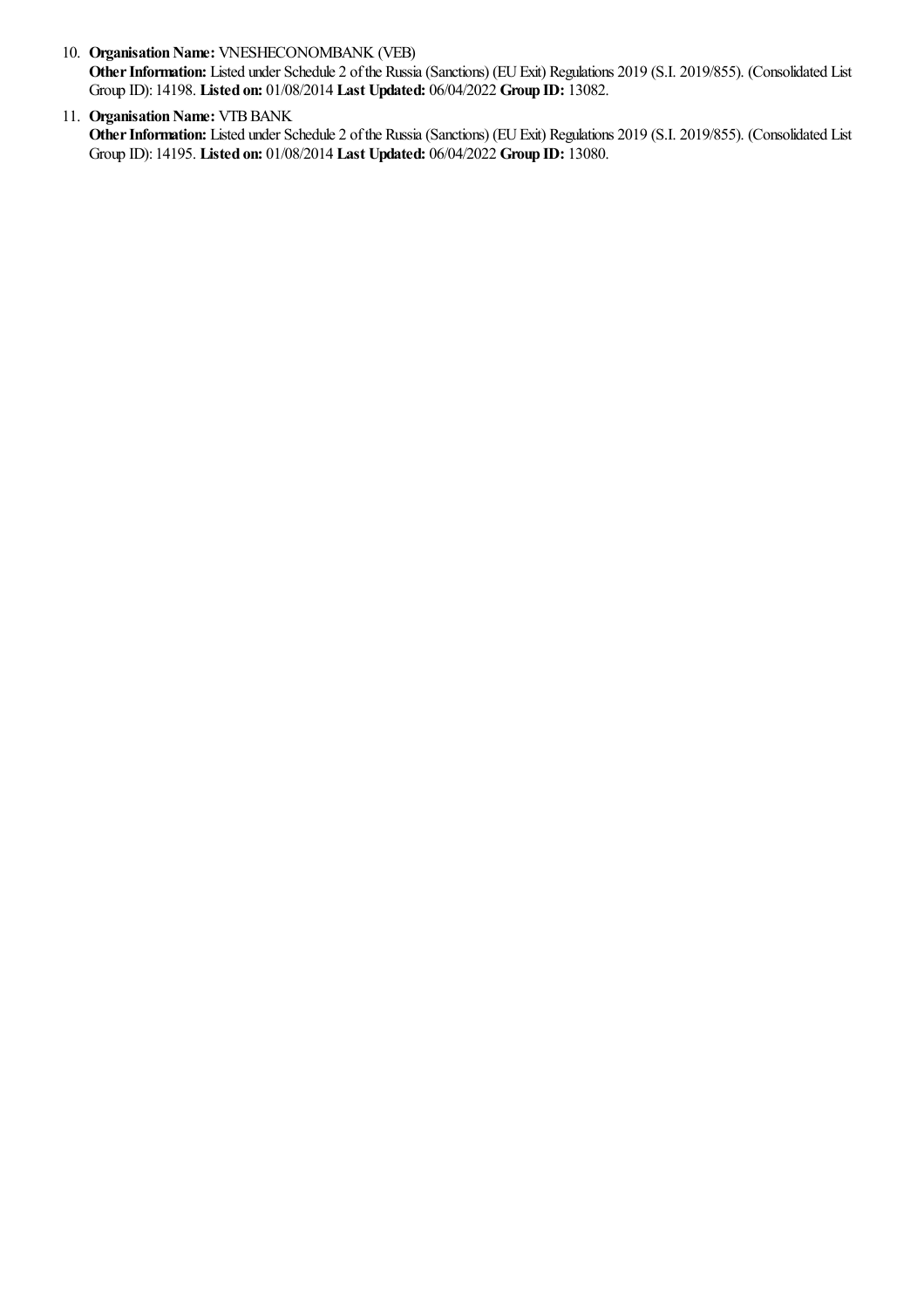10. **Organisation Name:** VNESHECONOMBANK (VEB)
    **Other Information:** Listed under Schedule 2 of the Russia (Sanctions) (EU Exit) Regulations 2019 (S.I. 2019/855). (Consolidated List Group ID): 14198. **Listed on:** 01/08/2014 **Last Updated:** 06/04/2022 **Group ID:** 13082.

11. **Organisation Name:** VTB BANK
    **Other Information:** Listed under Schedule 2 of the Russia (Sanctions) (EU Exit) Regulations 2019 (S.I. 2019/855). (Consolidated List Group ID): 14195. **Listed on:** 01/08/2014 **Last Updated:** 06/04/2022 **Group ID:** 13080.